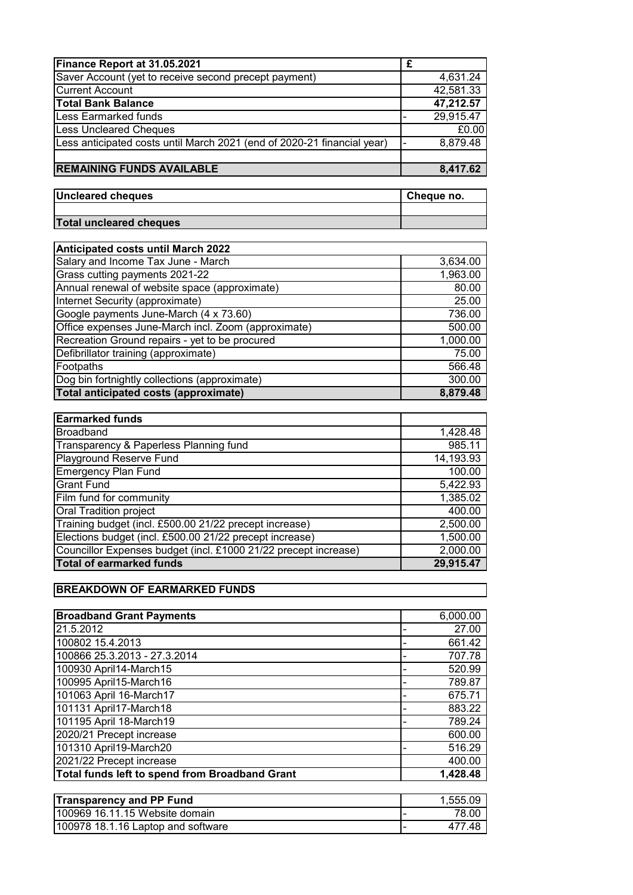| Finance Report at 31.05.2021 | | £ |
|---|---|---|
| Saver Account (yet to receive second precept payment) | | 4,631.24 |
| Current Account | | 42,581.33 |
| **Total Bank Balance** | | **47,212.57** |
| Less Earmarked funds | - | 29,915.47 |
| Less Uncleared Cheques | | £0.00 |
| Less anticipated costs until March 2021 (end of 2020-21 financial year) | - | 8,879.48 |
| | | |
| **REMAINING FUNDS AVAILABLE** | | **8,417.62** |

| Uncleared cheques | Cheque no. |
|---|---|
| | |
| **Total uncleared cheques** | |

| Anticipated costs until March 2022 | |
|---|---|
| Salary and Income Tax June - March | 3,634.00 |
| Grass cutting payments 2021-22 | 1,963.00 |
| Annual renewal of website space (approximate) | 80.00 |
| Internet Security (approximate) | 25.00 |
| Google payments June-March (4 x 73.60) | 736.00 |
| Office expenses June-March incl. Zoom (approximate) | 500.00 |
| Recreation Ground repairs - yet to be procured | 1,000.00 |
| Defibrillator training (approximate) | 75.00 |
| Footpaths | 566.48 |
| Dog bin fortnightly collections (approximate) | 300.00 |
| **Total anticipated costs (approximate)** | **8,879.48** |

| Earmarked funds | |
|---|---|
| Broadband | 1,428.48 |
| Transparency & Paperless Planning fund | 985.11 |
| Playground Reserve Fund | 14,193.93 |
| Emergency Plan Fund | 100.00 |
| Grant Fund | 5,422.93 |
| Film fund for community | 1,385.02 |
| Oral Tradition project | 400.00 |
| Training budget (incl. £500.00 21/22 precept increase) | 2,500.00 |
| Elections budget (incl. £500.00 21/22 precept increase) | 1,500.00 |
| Councillor Expenses budget (incl. £1000 21/22 precept increase) | 2,000.00 |
| **Total of earmarked funds** | **29,915.47** |

## BREAKDOWN OF EARMARKED FUNDS

| Broadband Grant Payments | | 6,000.00 |
|---|---|---|
| 21.5.2012 | - | 27.00 |
| 100802 15.4.2013 | - | 661.42 |
| 100866 25.3.2013 - 27.3.2014 | - | 707.78 |
| 100930 April14-March15 | - | 520.99 |
| 100995 April15-March16 | - | 789.87 |
| 101063 April 16-March17 | - | 675.71 |
| 101131 April17-March18 | - | 883.22 |
| 101195 April 18-March19 | - | 789.24 |
| 2020/21 Precept increase | | 600.00 |
| 101310 April19-March20 | - | 516.29 |
| 2021/22 Precept increase | | 400.00 |
| **Total funds left to spend from Broadband Grant** | | **1,428.48** |

| Transparency and PP Fund | | 1,555.09 |
|---|---|---|
| 100969 16.11.15 Website domain | - | 78.00 |
| 100978 18.1.16 Laptop and software | - | 477.48 |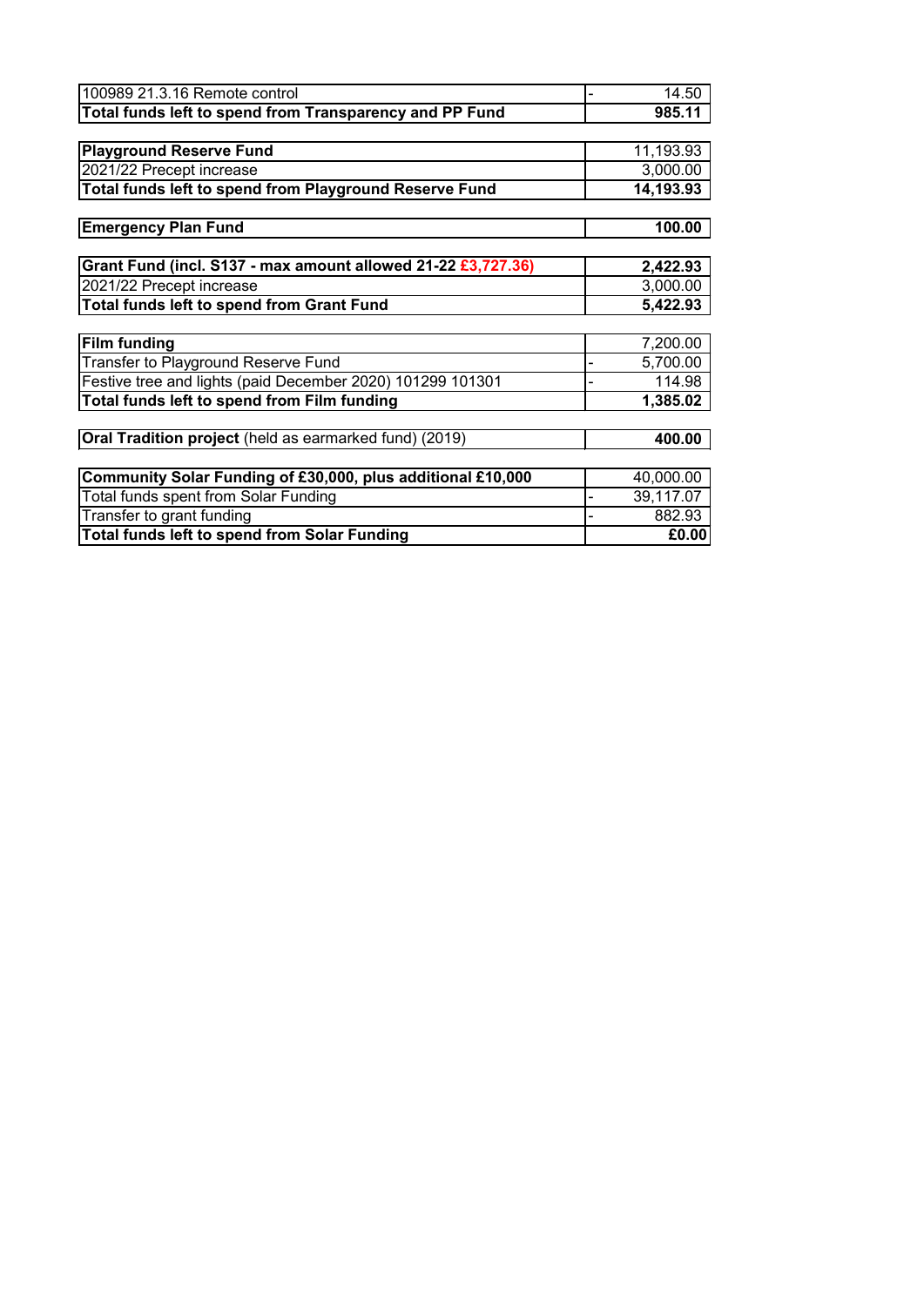| | | |
|---|---|---|
| 100989 21.3.16 Remote control | - | 14.50 |
| **Total funds left to spend from Transparency and PP Fund** | | **985.11** |

| | |
|---|---|
| **Playground Reserve Fund** | 11,193.93 |
| 2021/22 Precept increase | 3,000.00 |
| **Total funds left to spend from Playground Reserve Fund** | **14,193.93** |

| | |
|---|---|
| **Emergency Plan Fund** | **100.00** |

| | |
|---|---|
| **Grant Fund (incl. S137 - max amount allowed 21-22 £3,727.36)** | **2,422.93** |
| 2021/22 Precept increase | 3,000.00 |
| **Total funds left to spend from Grant Fund** | **5,422.93** |

| | | |
|---|---|---|
| **Film funding** | | 7,200.00 |
| Transfer to Playground Reserve Fund | - | 5,700.00 |
| Festive tree and lights (paid December 2020) 101299 101301 | - | 114.98 |
| **Total funds left to spend from Film funding** | | **1,385.02** |

| | |
|---|---|
| **Oral Tradition project** (held as earmarked fund) (2019) | **400.00** |

| | | |
|---|---|---|
| **Community Solar Funding of £30,000, plus additional £10,000** | | 40,000.00 |
| Total funds spent from Solar Funding | - | 39,117.07 |
| Transfer to grant funding | - | 882.93 |
| **Total funds left to spend from Solar Funding** | | **£0.00** |